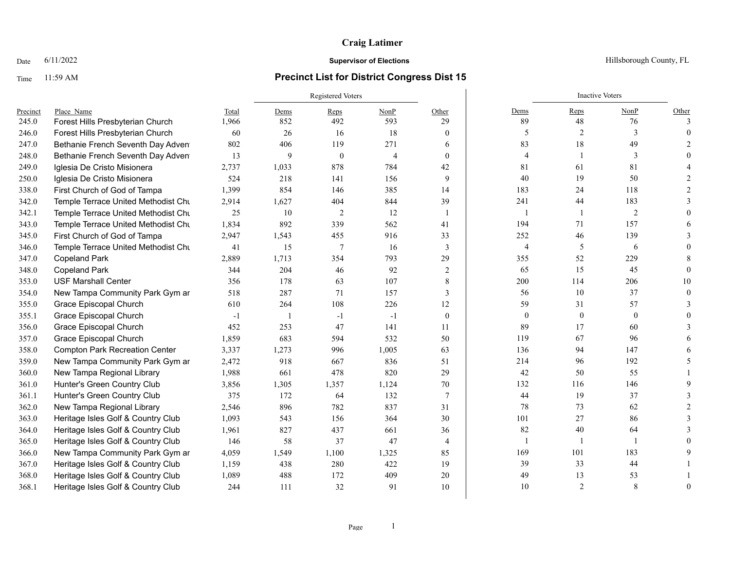# Craig Latimer

Date 6/11/2022 | **Supervisor of Elections** | Hillsborough County, FL

Time 11:59 AM | **Precinct List for District Congress Dist 15**

| | | | Registered Voters | | | | Inactive Voters | | | |
|---|---|---|---|---|---|---|---|---|---|---|
| Precinct | Place Name | Total | Dems | Reps | NonP | Other | Dems | Reps | NonP | Other |
| 245.0 | Forest Hills Presbyterian Church | 1,966 | 852 | 492 | 593 | 29 | 89 | 48 | 76 | 3 |
| 246.0 | Forest Hills Presbyterian Church | 60 | 26 | 16 | 18 | 0 | 5 | 2 | 3 | 0 |
| 247.0 | Bethanie French Seventh Day Adven | 802 | 406 | 119 | 271 | 6 | 83 | 18 | 49 | 2 |
| 248.0 | Bethanie French Seventh Day Adven | 13 | 9 | 0 | 4 | 0 | 4 | 1 | 3 | 0 |
| 249.0 | Iglesia De Cristo Misionera | 2,737 | 1,033 | 878 | 784 | 42 | 81 | 61 | 81 | 4 |
| 250.0 | Iglesia De Cristo Misionera | 524 | 218 | 141 | 156 | 9 | 40 | 19 | 50 | 2 |
| 338.0 | First Church of God of Tampa | 1,399 | 854 | 146 | 385 | 14 | 183 | 24 | 118 | 2 |
| 342.0 | Temple Terrace United Methodist Chu | 2,914 | 1,627 | 404 | 844 | 39 | 241 | 44 | 183 | 3 |
| 342.1 | Temple Terrace United Methodist Chu | 25 | 10 | 2 | 12 | 1 | 1 | 1 | 2 | 0 |
| 343.0 | Temple Terrace United Methodist Chu | 1,834 | 892 | 339 | 562 | 41 | 194 | 71 | 157 | 6 |
| 345.0 | First Church of God of Tampa | 2,947 | 1,543 | 455 | 916 | 33 | 252 | 46 | 139 | 3 |
| 346.0 | Temple Terrace United Methodist Chu | 41 | 15 | 7 | 16 | 3 | 4 | 5 | 6 | 0 |
| 347.0 | Copeland Park | 2,889 | 1,713 | 354 | 793 | 29 | 355 | 52 | 229 | 8 |
| 348.0 | Copeland Park | 344 | 204 | 46 | 92 | 2 | 65 | 15 | 45 | 0 |
| 353.0 | USF Marshall Center | 356 | 178 | 63 | 107 | 8 | 200 | 114 | 206 | 10 |
| 354.0 | New Tampa Community Park Gym ar | 518 | 287 | 71 | 157 | 3 | 56 | 10 | 37 | 0 |
| 355.0 | Grace Episcopal Church | 610 | 264 | 108 | 226 | 12 | 59 | 31 | 57 | 3 |
| 355.1 | Grace Episcopal Church | -1 | 1 | -1 | -1 | 0 | 0 | 0 | 0 | 0 |
| 356.0 | Grace Episcopal Church | 452 | 253 | 47 | 141 | 11 | 89 | 17 | 60 | 3 |
| 357.0 | Grace Episcopal Church | 1,859 | 683 | 594 | 532 | 50 | 119 | 67 | 96 | 6 |
| 358.0 | Compton Park Recreation Center | 3,337 | 1,273 | 996 | 1,005 | 63 | 136 | 94 | 147 | 6 |
| 359.0 | New Tampa Community Park Gym ar | 2,472 | 918 | 667 | 836 | 51 | 214 | 96 | 192 | 5 |
| 360.0 | New Tampa Regional Library | 1,988 | 661 | 478 | 820 | 29 | 42 | 50 | 55 | 1 |
| 361.0 | Hunter's Green Country Club | 3,856 | 1,305 | 1,357 | 1,124 | 70 | 132 | 116 | 146 | 9 |
| 361.1 | Hunter's Green Country Club | 375 | 172 | 64 | 132 | 7 | 44 | 19 | 37 | 3 |
| 362.0 | New Tampa Regional Library | 2,546 | 896 | 782 | 837 | 31 | 78 | 73 | 62 | 2 |
| 363.0 | Heritage Isles Golf & Country Club | 1,093 | 543 | 156 | 364 | 30 | 101 | 27 | 86 | 3 |
| 364.0 | Heritage Isles Golf & Country Club | 1,961 | 827 | 437 | 661 | 36 | 82 | 40 | 64 | 3 |
| 365.0 | Heritage Isles Golf & Country Club | 146 | 58 | 37 | 47 | 4 | 1 | 1 | 1 | 0 |
| 366.0 | New Tampa Community Park Gym ar | 4,059 | 1,549 | 1,100 | 1,325 | 85 | 169 | 101 | 183 | 9 |
| 367.0 | Heritage Isles Golf & Country Club | 1,159 | 438 | 280 | 422 | 19 | 39 | 33 | 44 | 1 |
| 368.0 | Heritage Isles Golf & Country Club | 1,089 | 488 | 172 | 409 | 20 | 49 | 13 | 53 | 1 |
| 368.1 | Heritage Isles Golf & Country Club | 244 | 111 | 32 | 91 | 10 | 10 | 2 | 8 | 0 |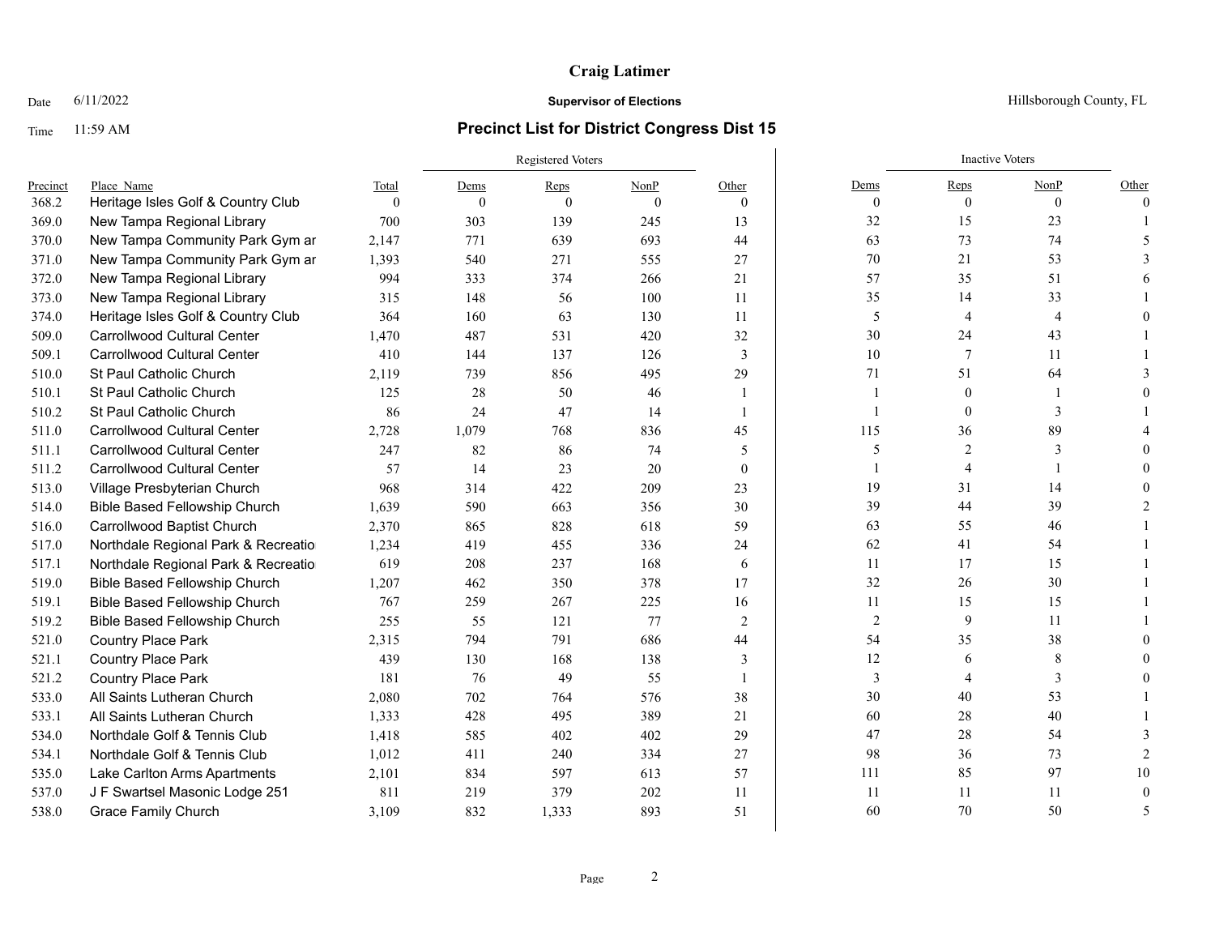# Craig Latimer

Date 6/11/2022 **Supervisor of Elections** Hillsborough County, FL

Time 11:59 AM

## Precinct List for District Congress Dist 15

| Precinct | Place_Name | Total | Registered Voters Dems | Registered Voters Reps | Registered Voters NonP | Registered Voters Other | Inactive Voters Dems | Inactive Voters Reps | Inactive Voters NonP | Inactive Voters Other |
|---|---|---|---|---|---|---|---|---|---|---|
| 368.2 | Heritage Isles Golf & Country Club | 0 | 0 | 0 | 0 | 0 | 0 | 0 | 0 | 0 |
| 369.0 | New Tampa Regional Library | 700 | 303 | 139 | 245 | 13 | 32 | 15 | 23 | 1 |
| 370.0 | New Tampa Community Park Gym ar | 2,147 | 771 | 639 | 693 | 44 | 63 | 73 | 74 | 5 |
| 371.0 | New Tampa Community Park Gym ar | 1,393 | 540 | 271 | 555 | 27 | 70 | 21 | 53 | 3 |
| 372.0 | New Tampa Regional Library | 994 | 333 | 374 | 266 | 21 | 57 | 35 | 51 | 6 |
| 373.0 | New Tampa Regional Library | 315 | 148 | 56 | 100 | 11 | 35 | 14 | 33 | 1 |
| 374.0 | Heritage Isles Golf & Country Club | 364 | 160 | 63 | 130 | 11 | 5 | 4 | 4 | 0 |
| 509.0 | Carrollwood Cultural Center | 1,470 | 487 | 531 | 420 | 32 | 30 | 24 | 43 | 1 |
| 509.1 | Carrollwood Cultural Center | 410 | 144 | 137 | 126 | 3 | 10 | 7 | 11 | 1 |
| 510.0 | St Paul Catholic Church | 2,119 | 739 | 856 | 495 | 29 | 71 | 51 | 64 | 3 |
| 510.1 | St Paul Catholic Church | 125 | 28 | 50 | 46 | 1 | 1 | 0 | 1 | 0 |
| 510.2 | St Paul Catholic Church | 86 | 24 | 47 | 14 | 1 | 1 | 0 | 3 | 1 |
| 511.0 | Carrollwood Cultural Center | 2,728 | 1,079 | 768 | 836 | 45 | 115 | 36 | 89 | 4 |
| 511.1 | Carrollwood Cultural Center | 247 | 82 | 86 | 74 | 5 | 5 | 2 | 3 | 0 |
| 511.2 | Carrollwood Cultural Center | 57 | 14 | 23 | 20 | 0 | 1 | 4 | 1 | 0 |
| 513.0 | Village Presbyterian Church | 968 | 314 | 422 | 209 | 23 | 19 | 31 | 14 | 0 |
| 514.0 | Bible Based Fellowship Church | 1,639 | 590 | 663 | 356 | 30 | 39 | 44 | 39 | 2 |
| 516.0 | Carrollwood Baptist Church | 2,370 | 865 | 828 | 618 | 59 | 63 | 55 | 46 | 1 |
| 517.0 | Northdale Regional Park & Recreatio | 1,234 | 419 | 455 | 336 | 24 | 62 | 41 | 54 | 1 |
| 517.1 | Northdale Regional Park & Recreatio | 619 | 208 | 237 | 168 | 6 | 11 | 17 | 15 | 1 |
| 519.0 | Bible Based Fellowship Church | 1,207 | 462 | 350 | 378 | 17 | 32 | 26 | 30 | 1 |
| 519.1 | Bible Based Fellowship Church | 767 | 259 | 267 | 225 | 16 | 11 | 15 | 15 | 1 |
| 519.2 | Bible Based Fellowship Church | 255 | 55 | 121 | 77 | 2 | 2 | 9 | 11 | 1 |
| 521.0 | Country Place Park | 2,315 | 794 | 791 | 686 | 44 | 54 | 35 | 38 | 0 |
| 521.1 | Country Place Park | 439 | 130 | 168 | 138 | 3 | 12 | 6 | 8 | 0 |
| 521.2 | Country Place Park | 181 | 76 | 49 | 55 | 1 | 3 | 4 | 3 | 0 |
| 533.0 | All Saints Lutheran Church | 2,080 | 702 | 764 | 576 | 38 | 30 | 40 | 53 | 1 |
| 533.1 | All Saints Lutheran Church | 1,333 | 428 | 495 | 389 | 21 | 60 | 28 | 40 | 1 |
| 534.0 | Northdale Golf & Tennis Club | 1,418 | 585 | 402 | 402 | 29 | 47 | 28 | 54 | 3 |
| 534.1 | Northdale Golf & Tennis Club | 1,012 | 411 | 240 | 334 | 27 | 98 | 36 | 73 | 2 |
| 535.0 | Lake Carlton Arms Apartments | 2,101 | 834 | 597 | 613 | 57 | 111 | 85 | 97 | 10 |
| 537.0 | J F Swartsel Masonic Lodge 251 | 811 | 219 | 379 | 202 | 11 | 11 | 11 | 11 | 0 |
| 538.0 | Grace Family Church | 3,109 | 832 | 1,333 | 893 | 51 | 60 | 70 | 50 | 5 |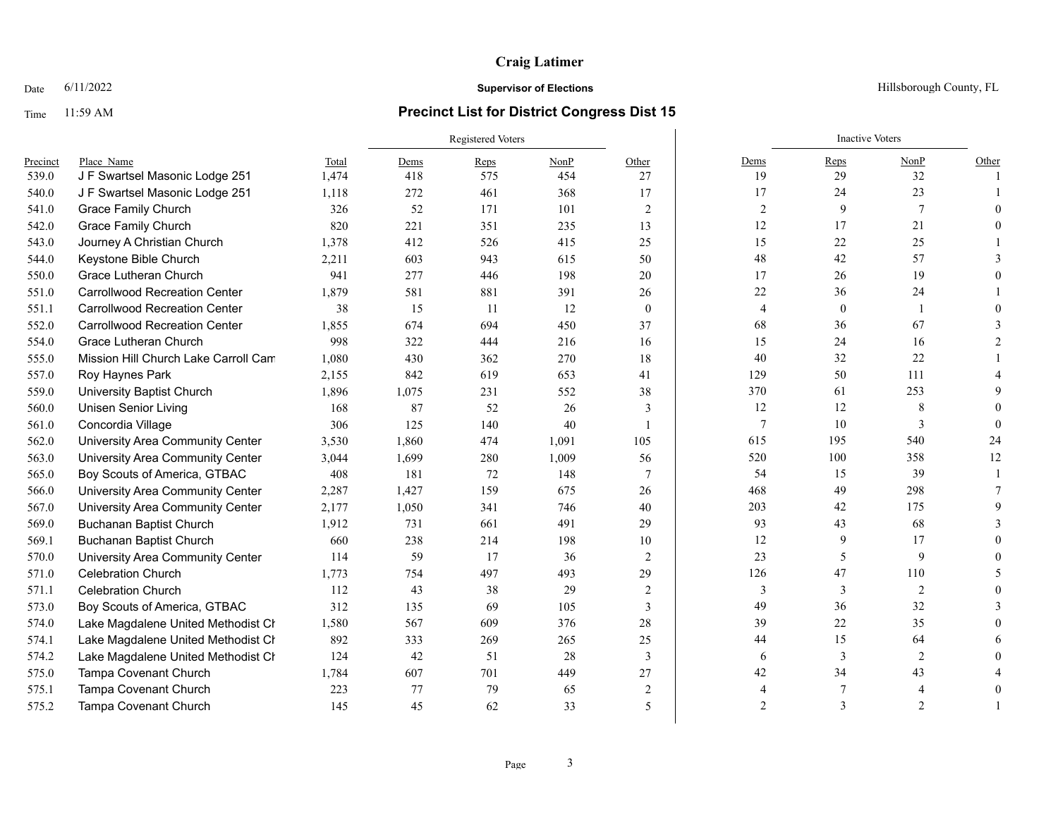# Craig Latimer

Date 6/11/2022 **Supervisor of Elections** Hillsborough County, FL

Time 11:59 AM

## Precinct List for District Congress Dist 15

| Precinct | Place_Name | Total | Registered Voters | | | | Inactive Voters | | | |
|---|---|---|---|---|---|---|---|---|---|---|
| | | | Dems | Reps | NonP | Other | Dems | Reps | NonP | Other |
| 539.0 | J F Swartsel Masonic Lodge 251 | 1,474 | 418 | 575 | 454 | 27 | 19 | 29 | 32 | 1 |
| 540.0 | J F Swartsel Masonic Lodge 251 | 1,118 | 272 | 461 | 368 | 17 | 17 | 24 | 23 | 1 |
| 541.0 | Grace Family Church | 326 | 52 | 171 | 101 | 2 | 2 | 9 | 7 | 0 |
| 542.0 | Grace Family Church | 820 | 221 | 351 | 235 | 13 | 12 | 17 | 21 | 0 |
| 543.0 | Journey A Christian Church | 1,378 | 412 | 526 | 415 | 25 | 15 | 22 | 25 | 1 |
| 544.0 | Keystone Bible Church | 2,211 | 603 | 943 | 615 | 50 | 48 | 42 | 57 | 3 |
| 550.0 | Grace Lutheran Church | 941 | 277 | 446 | 198 | 20 | 17 | 26 | 19 | 0 |
| 551.0 | Carrollwood Recreation Center | 1,879 | 581 | 881 | 391 | 26 | 22 | 36 | 24 | 1 |
| 551.1 | Carrollwood Recreation Center | 38 | 15 | 11 | 12 | 0 | 4 | 0 | 1 | 0 |
| 552.0 | Carrollwood Recreation Center | 1,855 | 674 | 694 | 450 | 37 | 68 | 36 | 67 | 3 |
| 554.0 | Grace Lutheran Church | 998 | 322 | 444 | 216 | 16 | 15 | 24 | 16 | 2 |
| 555.0 | Mission Hill Church Lake Carroll Cam | 1,080 | 430 | 362 | 270 | 18 | 40 | 32 | 22 | 1 |
| 557.0 | Roy Haynes Park | 2,155 | 842 | 619 | 653 | 41 | 129 | 50 | 111 | 4 |
| 559.0 | University Baptist Church | 1,896 | 1,075 | 231 | 552 | 38 | 370 | 61 | 253 | 9 |
| 560.0 | Unisen Senior Living | 168 | 87 | 52 | 26 | 3 | 12 | 12 | 8 | 0 |
| 561.0 | Concordia Village | 306 | 125 | 140 | 40 | 1 | 7 | 10 | 3 | 0 |
| 562.0 | University Area Community Center | 3,530 | 1,860 | 474 | 1,091 | 105 | 615 | 195 | 540 | 24 |
| 563.0 | University Area Community Center | 3,044 | 1,699 | 280 | 1,009 | 56 | 520 | 100 | 358 | 12 |
| 565.0 | Boy Scouts of America, GTBAC | 408 | 181 | 72 | 148 | 7 | 54 | 15 | 39 | 1 |
| 566.0 | University Area Community Center | 2,287 | 1,427 | 159 | 675 | 26 | 468 | 49 | 298 | 7 |
| 567.0 | University Area Community Center | 2,177 | 1,050 | 341 | 746 | 40 | 203 | 42 | 175 | 9 |
| 569.0 | Buchanan Baptist Church | 1,912 | 731 | 661 | 491 | 29 | 93 | 43 | 68 | 3 |
| 569.1 | Buchanan Baptist Church | 660 | 238 | 214 | 198 | 10 | 12 | 9 | 17 | 0 |
| 570.0 | University Area Community Center | 114 | 59 | 17 | 36 | 2 | 23 | 5 | 9 | 0 |
| 571.0 | Celebration Church | 1,773 | 754 | 497 | 493 | 29 | 126 | 47 | 110 | 5 |
| 571.1 | Celebration Church | 112 | 43 | 38 | 29 | 2 | 3 | 3 | 2 | 0 |
| 573.0 | Boy Scouts of America, GTBAC | 312 | 135 | 69 | 105 | 3 | 49 | 36 | 32 | 3 |
| 574.0 | Lake Magdalene United Methodist Cł | 1,580 | 567 | 609 | 376 | 28 | 39 | 22 | 35 | 0 |
| 574.1 | Lake Magdalene United Methodist Cł | 892 | 333 | 269 | 265 | 25 | 44 | 15 | 64 | 6 |
| 574.2 | Lake Magdalene United Methodist Cł | 124 | 42 | 51 | 28 | 3 | 6 | 3 | 2 | 0 |
| 575.0 | Tampa Covenant Church | 1,784 | 607 | 701 | 449 | 27 | 42 | 34 | 43 | 4 |
| 575.1 | Tampa Covenant Church | 223 | 77 | 79 | 65 | 2 | 4 | 7 | 4 | 0 |
| 575.2 | Tampa Covenant Church | 145 | 45 | 62 | 33 | 5 | 2 | 3 | 2 | 1 |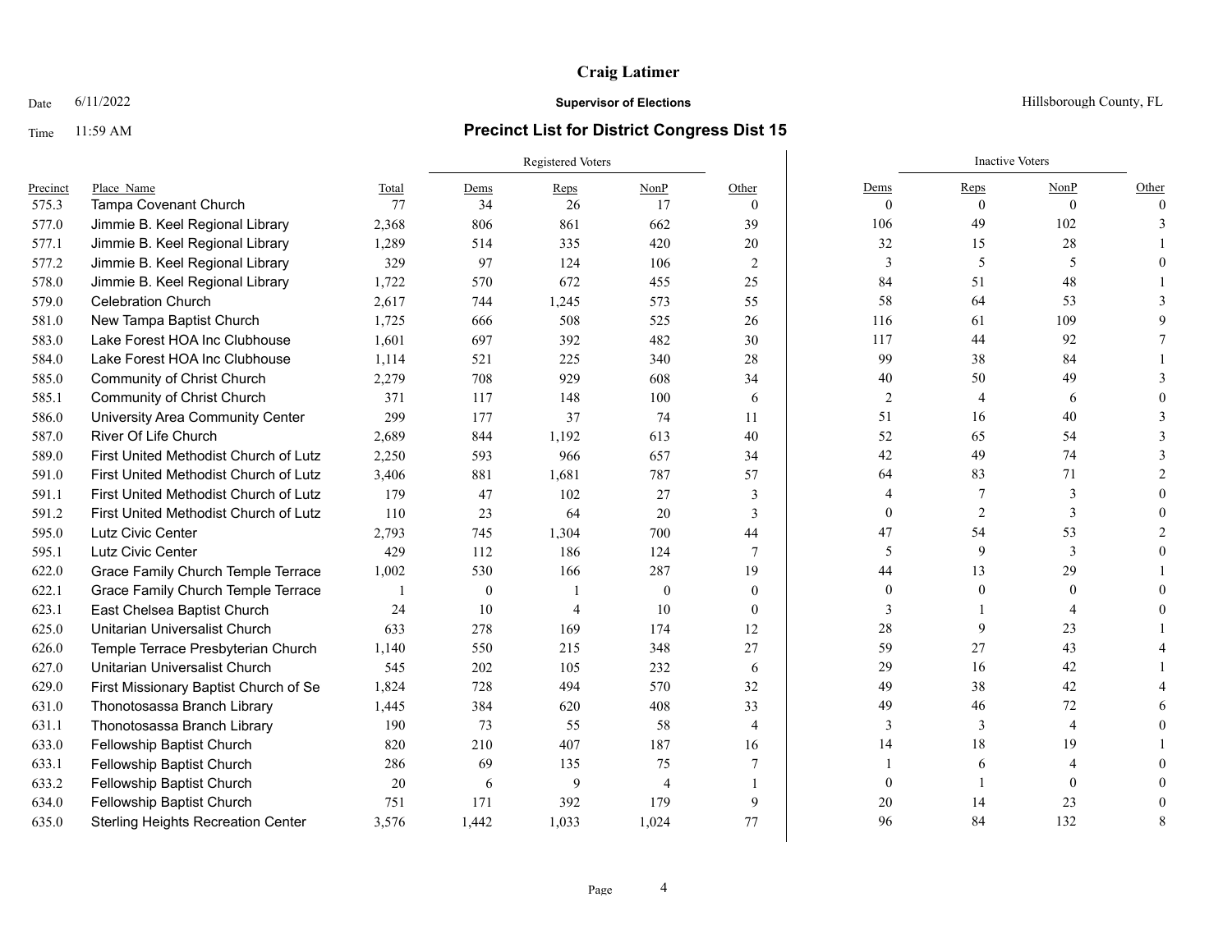# Craig Latimer

Date 6/11/2022 **Supervisor of Elections** Hillsborough County, FL

Time 11:59 AM

## Precinct List for District Congress Dist 15

| | | | Registered Voters | | | | Inactive Voters | | | |
|---|---|---|---|---|---|---|---|---|---|---|
| Precinct | Place Name | Total | Dems | Reps | NonP | Other | Dems | Reps | NonP | Other |
| 575.3 | Tampa Covenant Church | 77 | 34 | 26 | 17 | 0 | 0 | 0 | 0 | 0 |
| 577.0 | Jimmie B. Keel Regional Library | 2,368 | 806 | 861 | 662 | 39 | 106 | 49 | 102 | 3 |
| 577.1 | Jimmie B. Keel Regional Library | 1,289 | 514 | 335 | 420 | 20 | 32 | 15 | 28 | 1 |
| 577.2 | Jimmie B. Keel Regional Library | 329 | 97 | 124 | 106 | 2 | 3 | 5 | 5 | 0 |
| 578.0 | Jimmie B. Keel Regional Library | 1,722 | 570 | 672 | 455 | 25 | 84 | 51 | 48 | 1 |
| 579.0 | Celebration Church | 2,617 | 744 | 1,245 | 573 | 55 | 58 | 64 | 53 | 3 |
| 581.0 | New Tampa Baptist Church | 1,725 | 666 | 508 | 525 | 26 | 116 | 61 | 109 | 9 |
| 583.0 | Lake Forest HOA Inc Clubhouse | 1,601 | 697 | 392 | 482 | 30 | 117 | 44 | 92 | 7 |
| 584.0 | Lake Forest HOA Inc Clubhouse | 1,114 | 521 | 225 | 340 | 28 | 99 | 38 | 84 | 1 |
| 585.0 | Community of Christ Church | 2,279 | 708 | 929 | 608 | 34 | 40 | 50 | 49 | 3 |
| 585.1 | Community of Christ Church | 371 | 117 | 148 | 100 | 6 | 2 | 4 | 6 | 0 |
| 586.0 | University Area Community Center | 299 | 177 | 37 | 74 | 11 | 51 | 16 | 40 | 3 |
| 587.0 | River Of Life Church | 2,689 | 844 | 1,192 | 613 | 40 | 52 | 65 | 54 | 3 |
| 589.0 | First United Methodist Church of Lutz | 2,250 | 593 | 966 | 657 | 34 | 42 | 49 | 74 | 3 |
| 591.0 | First United Methodist Church of Lutz | 3,406 | 881 | 1,681 | 787 | 57 | 64 | 83 | 71 | 2 |
| 591.1 | First United Methodist Church of Lutz | 179 | 47 | 102 | 27 | 3 | 4 | 7 | 3 | 0 |
| 591.2 | First United Methodist Church of Lutz | 110 | 23 | 64 | 20 | 3 | 0 | 2 | 3 | 0 |
| 595.0 | Lutz Civic Center | 2,793 | 745 | 1,304 | 700 | 44 | 47 | 54 | 53 | 2 |
| 595.1 | Lutz Civic Center | 429 | 112 | 186 | 124 | 7 | 5 | 9 | 3 | 0 |
| 622.0 | Grace Family Church Temple Terrace | 1,002 | 530 | 166 | 287 | 19 | 44 | 13 | 29 | 1 |
| 622.1 | Grace Family Church Temple Terrace | 1 | 0 | 1 | 0 | 0 | 0 | 0 | 0 | 0 |
| 623.1 | East Chelsea Baptist Church | 24 | 10 | 4 | 10 | 0 | 3 | 1 | 4 | 0 |
| 625.0 | Unitarian Universalist Church | 633 | 278 | 169 | 174 | 12 | 28 | 9 | 23 | 1 |
| 626.0 | Temple Terrace Presbyterian Church | 1,140 | 550 | 215 | 348 | 27 | 59 | 27 | 43 | 4 |
| 627.0 | Unitarian Universalist Church | 545 | 202 | 105 | 232 | 6 | 29 | 16 | 42 | 1 |
| 629.0 | First Missionary Baptist Church of Se | 1,824 | 728 | 494 | 570 | 32 | 49 | 38 | 42 | 4 |
| 631.0 | Thonotosassa Branch Library | 1,445 | 384 | 620 | 408 | 33 | 49 | 46 | 72 | 6 |
| 631.1 | Thonotosassa Branch Library | 190 | 73 | 55 | 58 | 4 | 3 | 3 | 4 | 0 |
| 633.0 | Fellowship Baptist Church | 820 | 210 | 407 | 187 | 16 | 14 | 18 | 19 | 1 |
| 633.1 | Fellowship Baptist Church | 286 | 69 | 135 | 75 | 7 | 1 | 6 | 4 | 0 |
| 633.2 | Fellowship Baptist Church | 20 | 6 | 9 | 4 | 1 | 0 | 1 | 0 | 0 |
| 634.0 | Fellowship Baptist Church | 751 | 171 | 392 | 179 | 9 | 20 | 14 | 23 | 0 |
| 635.0 | Sterling Heights Recreation Center | 3,576 | 1,442 | 1,033 | 1,024 | 77 | 96 | 84 | 132 | 8 |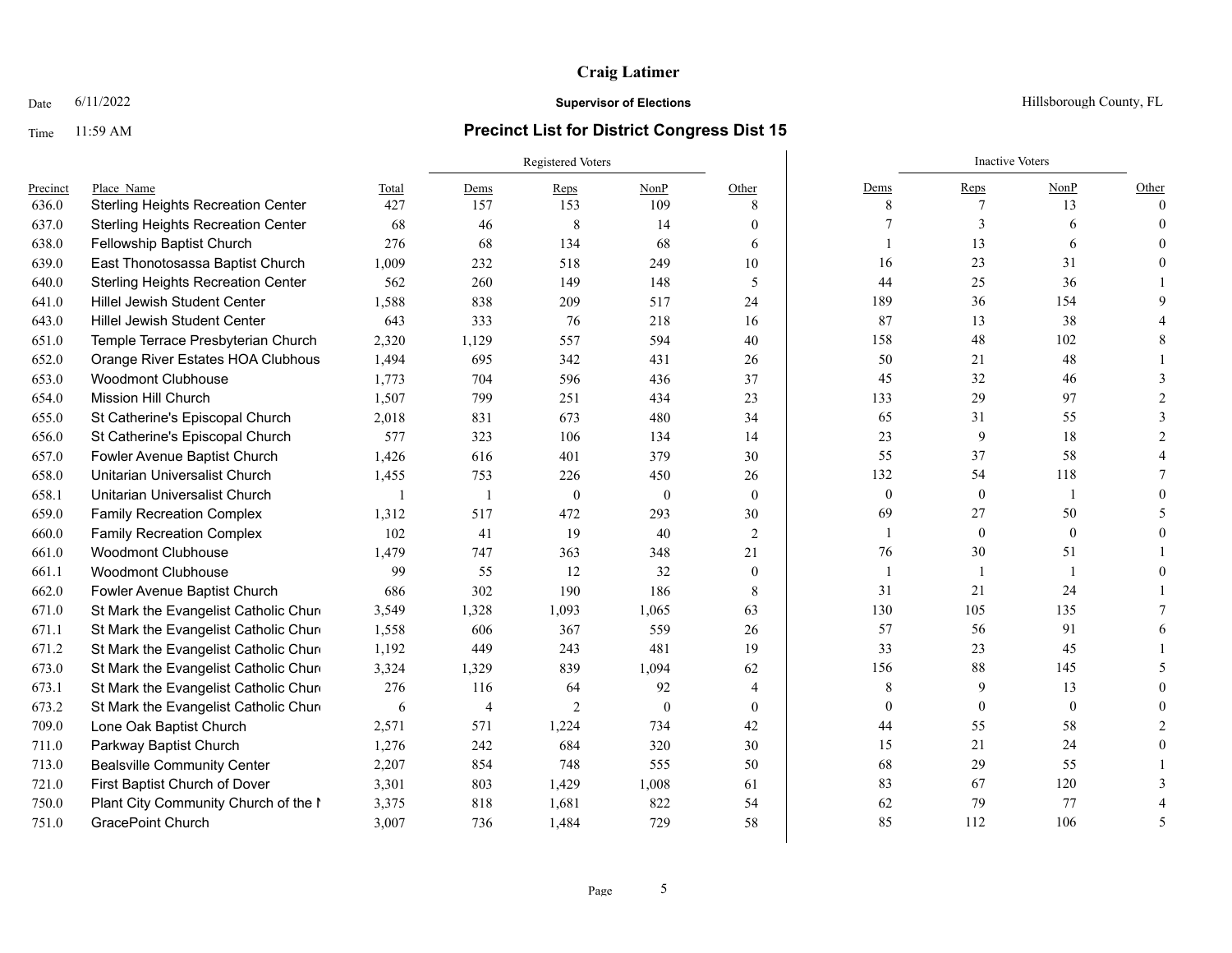**Craig Latimer**

Date 6/11/2022 **Supervisor of Elections** Hillsborough County, FL

Time 11:59 AM **Precinct List for District Congress Dist 15**

| Precinct | Place_Name | Total | Registered Voters | | | | Inactive Voters | | | |
|---|---|---|---|---|---|---|---|---|---|---|
| | | | Dems | Reps | NonP | Other | Dems | Reps | NonP | Other |
| 636.0 | Sterling Heights Recreation Center | 427 | 157 | 153 | 109 | 8 | 8 | 7 | 13 | 0 |
| 637.0 | Sterling Heights Recreation Center | 68 | 46 | 8 | 14 | 0 | 7 | 3 | 6 | 0 |
| 638.0 | Fellowship Baptist Church | 276 | 68 | 134 | 68 | 6 | 1 | 13 | 6 | 0 |
| 639.0 | East Thonotosassa Baptist Church | 1,009 | 232 | 518 | 249 | 10 | 16 | 23 | 31 | 0 |
| 640.0 | Sterling Heights Recreation Center | 562 | 260 | 149 | 148 | 5 | 44 | 25 | 36 | 1 |
| 641.0 | Hillel Jewish Student Center | 1,588 | 838 | 209 | 517 | 24 | 189 | 36 | 154 | 9 |
| 643.0 | Hillel Jewish Student Center | 643 | 333 | 76 | 218 | 16 | 87 | 13 | 38 | 4 |
| 651.0 | Temple Terrace Presbyterian Church | 2,320 | 1,129 | 557 | 594 | 40 | 158 | 48 | 102 | 8 |
| 652.0 | Orange River Estates HOA Clubhous | 1,494 | 695 | 342 | 431 | 26 | 50 | 21 | 48 | 1 |
| 653.0 | Woodmont Clubhouse | 1,773 | 704 | 596 | 436 | 37 | 45 | 32 | 46 | 3 |
| 654.0 | Mission Hill Church | 1,507 | 799 | 251 | 434 | 23 | 133 | 29 | 97 | 2 |
| 655.0 | St Catherine's Episcopal Church | 2,018 | 831 | 673 | 480 | 34 | 65 | 31 | 55 | 3 |
| 656.0 | St Catherine's Episcopal Church | 577 | 323 | 106 | 134 | 14 | 23 | 9 | 18 | 2 |
| 657.0 | Fowler Avenue Baptist Church | 1,426 | 616 | 401 | 379 | 30 | 55 | 37 | 58 | 4 |
| 658.0 | Unitarian Universalist Church | 1,455 | 753 | 226 | 450 | 26 | 132 | 54 | 118 | 7 |
| 658.1 | Unitarian Universalist Church | 1 | 1 | 0 | 0 | 0 | 0 | 0 | 1 | 0 |
| 659.0 | Family Recreation Complex | 1,312 | 517 | 472 | 293 | 30 | 69 | 27 | 50 | 5 |
| 660.0 | Family Recreation Complex | 102 | 41 | 19 | 40 | 2 | 1 | 0 | 0 | 0 |
| 661.0 | Woodmont Clubhouse | 1,479 | 747 | 363 | 348 | 21 | 76 | 30 | 51 | 1 |
| 661.1 | Woodmont Clubhouse | 99 | 55 | 12 | 32 | 0 | 1 | 1 | 1 | 0 |
| 662.0 | Fowler Avenue Baptist Church | 686 | 302 | 190 | 186 | 8 | 31 | 21 | 24 | 1 |
| 671.0 | St Mark the Evangelist Catholic Chur | 3,549 | 1,328 | 1,093 | 1,065 | 63 | 130 | 105 | 135 | 7 |
| 671.1 | St Mark the Evangelist Catholic Chur | 1,558 | 606 | 367 | 559 | 26 | 57 | 56 | 91 | 6 |
| 671.2 | St Mark the Evangelist Catholic Chur | 1,192 | 449 | 243 | 481 | 19 | 33 | 23 | 45 | 1 |
| 673.0 | St Mark the Evangelist Catholic Chur | 3,324 | 1,329 | 839 | 1,094 | 62 | 156 | 88 | 145 | 5 |
| 673.1 | St Mark the Evangelist Catholic Chur | 276 | 116 | 64 | 92 | 4 | 8 | 9 | 13 | 0 |
| 673.2 | St Mark the Evangelist Catholic Chur | 6 | 4 | 2 | 0 | 0 | 0 | 0 | 0 | 0 |
| 709.0 | Lone Oak Baptist Church | 2,571 | 571 | 1,224 | 734 | 42 | 44 | 55 | 58 | 2 |
| 711.0 | Parkway Baptist Church | 1,276 | 242 | 684 | 320 | 30 | 15 | 21 | 24 | 0 |
| 713.0 | Bealsville Community Center | 2,207 | 854 | 748 | 555 | 50 | 68 | 29 | 55 | 1 |
| 721.0 | First Baptist Church of Dover | 3,301 | 803 | 1,429 | 1,008 | 61 | 83 | 67 | 120 | 3 |
| 750.0 | Plant City Community Church of the N | 3,375 | 818 | 1,681 | 822 | 54 | 62 | 79 | 77 | 4 |
| 751.0 | GracePoint Church | 3,007 | 736 | 1,484 | 729 | 58 | 85 | 112 | 106 | 5 |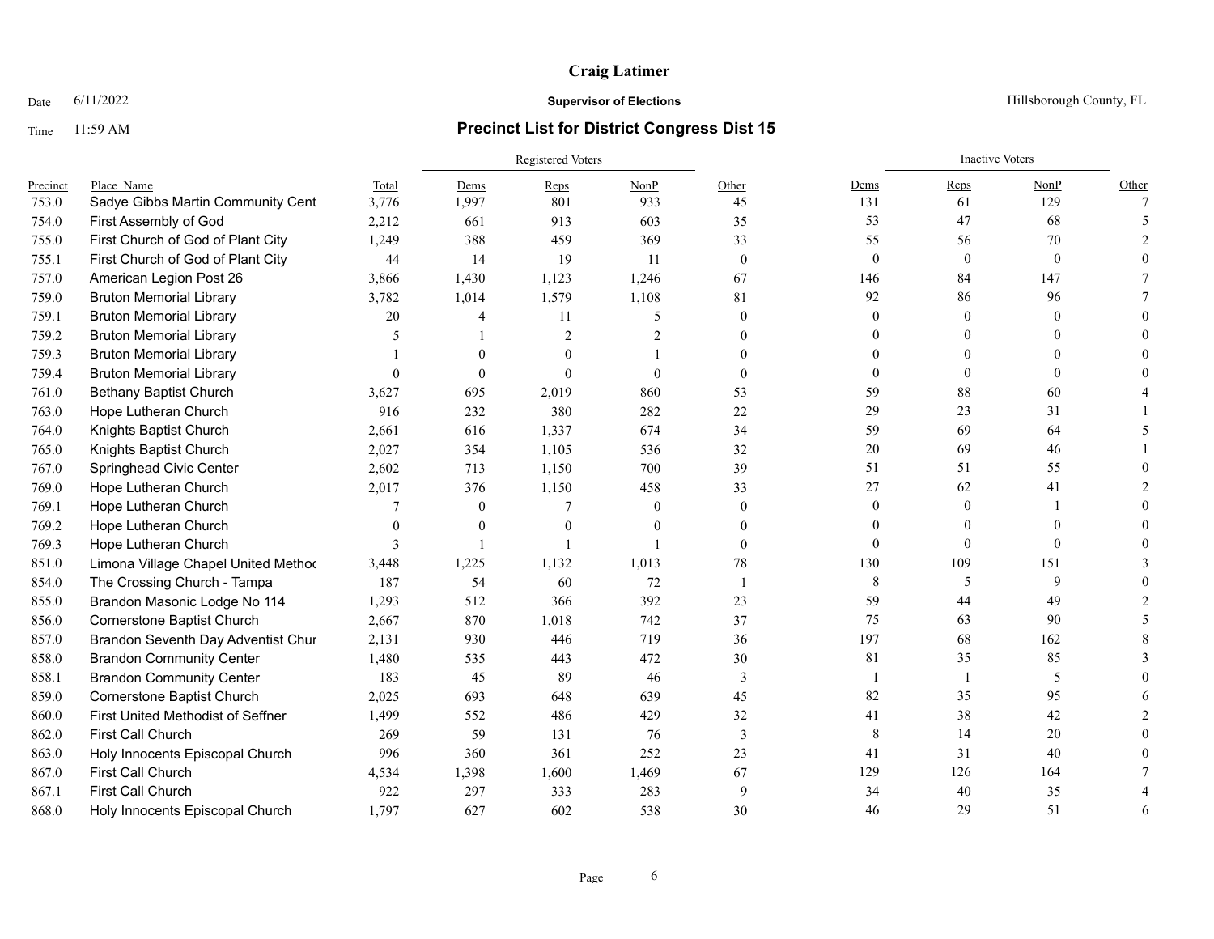**Craig Latimer**

Date 6/11/2022 — **Supervisor of Elections** — Hillsborough County, FL

Time 11:59 AM — **Precinct List for District Congress Dist 15**

| | | | Registered Voters | | | | Inactive Voters | | | |
|---|---|---|---|---|---|---|---|---|---|---|
| Precinct | Place Name | Total | Dems | Reps | NonP | Other | Dems | Reps | NonP | Other |
| 753.0 | Sadye Gibbs Martin Community Cent | 3,776 | 1,997 | 801 | 933 | 45 | 131 | 61 | 129 | 7 |
| 754.0 | First Assembly of God | 2,212 | 661 | 913 | 603 | 35 | 53 | 47 | 68 | 5 |
| 755.0 | First Church of God of Plant City | 1,249 | 388 | 459 | 369 | 33 | 55 | 56 | 70 | 2 |
| 755.1 | First Church of God of Plant City | 44 | 14 | 19 | 11 | 0 | 0 | 0 | 0 | 0 |
| 757.0 | American Legion Post 26 | 3,866 | 1,430 | 1,123 | 1,246 | 67 | 146 | 84 | 147 | 7 |
| 759.0 | Bruton Memorial Library | 3,782 | 1,014 | 1,579 | 1,108 | 81 | 92 | 86 | 96 | 7 |
| 759.1 | Bruton Memorial Library | 20 | 4 | 11 | 5 | 0 | 0 | 0 | 0 | 0 |
| 759.2 | Bruton Memorial Library | 5 | 1 | 2 | 2 | 0 | 0 | 0 | 0 | 0 |
| 759.3 | Bruton Memorial Library | 1 | 0 | 0 | 1 | 0 | 0 | 0 | 0 | 0 |
| 759.4 | Bruton Memorial Library | 0 | 0 | 0 | 0 | 0 | 0 | 0 | 0 | 0 |
| 761.0 | Bethany Baptist Church | 3,627 | 695 | 2,019 | 860 | 53 | 59 | 88 | 60 | 4 |
| 763.0 | Hope Lutheran Church | 916 | 232 | 380 | 282 | 22 | 29 | 23 | 31 | 1 |
| 764.0 | Knights Baptist Church | 2,661 | 616 | 1,337 | 674 | 34 | 59 | 69 | 64 | 5 |
| 765.0 | Knights Baptist Church | 2,027 | 354 | 1,105 | 536 | 32 | 20 | 69 | 46 | 1 |
| 767.0 | Springhead Civic Center | 2,602 | 713 | 1,150 | 700 | 39 | 51 | 51 | 55 | 0 |
| 769.0 | Hope Lutheran Church | 2,017 | 376 | 1,150 | 458 | 33 | 27 | 62 | 41 | 2 |
| 769.1 | Hope Lutheran Church | 7 | 0 | 7 | 0 | 0 | 0 | 0 | 1 | 0 |
| 769.2 | Hope Lutheran Church | 0 | 0 | 0 | 0 | 0 | 0 | 0 | 0 | 0 |
| 769.3 | Hope Lutheran Church | 3 | 1 | 1 | 1 | 0 | 0 | 0 | 0 | 0 |
| 851.0 | Limona Village Chapel United Methoc | 3,448 | 1,225 | 1,132 | 1,013 | 78 | 130 | 109 | 151 | 3 |
| 854.0 | The Crossing Church - Tampa | 187 | 54 | 60 | 72 | 1 | 8 | 5 | 9 | 0 |
| 855.0 | Brandon Masonic Lodge No 114 | 1,293 | 512 | 366 | 392 | 23 | 59 | 44 | 49 | 2 |
| 856.0 | Cornerstone Baptist Church | 2,667 | 870 | 1,018 | 742 | 37 | 75 | 63 | 90 | 5 |
| 857.0 | Brandon Seventh Day Adventist Chur | 2,131 | 930 | 446 | 719 | 36 | 197 | 68 | 162 | 8 |
| 858.0 | Brandon Community Center | 1,480 | 535 | 443 | 472 | 30 | 81 | 35 | 85 | 3 |
| 858.1 | Brandon Community Center | 183 | 45 | 89 | 46 | 3 | 1 | 1 | 5 | 0 |
| 859.0 | Cornerstone Baptist Church | 2,025 | 693 | 648 | 639 | 45 | 82 | 35 | 95 | 6 |
| 860.0 | First United Methodist of Seffner | 1,499 | 552 | 486 | 429 | 32 | 41 | 38 | 42 | 2 |
| 862.0 | First Call Church | 269 | 59 | 131 | 76 | 3 | 8 | 14 | 20 | 0 |
| 863.0 | Holy Innocents Episcopal Church | 996 | 360 | 361 | 252 | 23 | 41 | 31 | 40 | 0 |
| 867.0 | First Call Church | 4,534 | 1,398 | 1,600 | 1,469 | 67 | 129 | 126 | 164 | 7 |
| 867.1 | First Call Church | 922 | 297 | 333 | 283 | 9 | 34 | 40 | 35 | 4 |
| 868.0 | Holy Innocents Episcopal Church | 1,797 | 627 | 602 | 538 | 30 | 46 | 29 | 51 | 6 |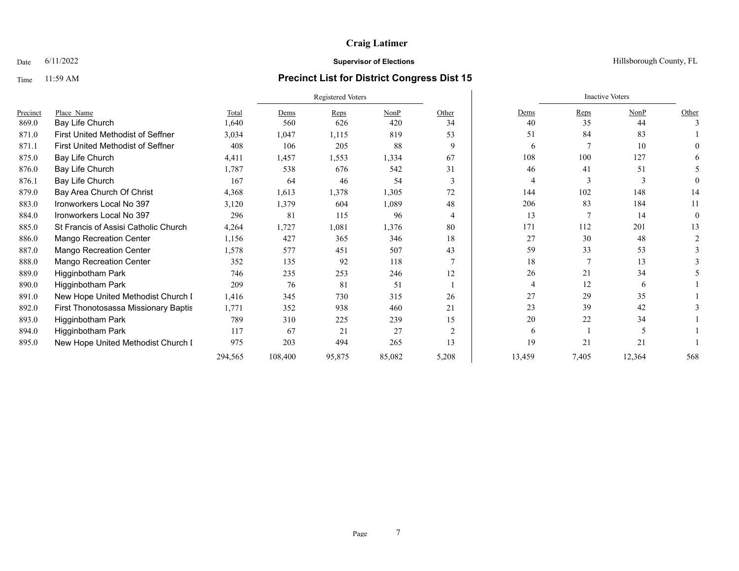Craig Latimer

Date 6/11/2022 **Supervisor of Elections** Hillsborough County, FL

Time 11:59 AM **Precinct List for District Congress Dist 15**

| | | | Registered Voters | | | | Inactive Voters | | | |
|---|---|---|---|---|---|---|---|---|---|---|
| Precinct | Place_Name | Total | Dems | Reps | NonP | Other | Dems | Reps | NonP | Other |
| 869.0 | Bay Life Church | 1,640 | 560 | 626 | 420 | 34 | 40 | 35 | 44 | 3 |
| 871.0 | First United Methodist of Seffner | 3,034 | 1,047 | 1,115 | 819 | 53 | 51 | 84 | 83 | 1 |
| 871.1 | First United Methodist of Seffner | 408 | 106 | 205 | 88 | 9 | 6 | 7 | 10 | 0 |
| 875.0 | Bay Life Church | 4,411 | 1,457 | 1,553 | 1,334 | 67 | 108 | 100 | 127 | 6 |
| 876.0 | Bay Life Church | 1,787 | 538 | 676 | 542 | 31 | 46 | 41 | 51 | 5 |
| 876.1 | Bay Life Church | 167 | 64 | 46 | 54 | 3 | 4 | 3 | 3 | 0 |
| 879.0 | Bay Area Church Of Christ | 4,368 | 1,613 | 1,378 | 1,305 | 72 | 144 | 102 | 148 | 14 |
| 883.0 | Ironworkers Local No 397 | 3,120 | 1,379 | 604 | 1,089 | 48 | 206 | 83 | 184 | 11 |
| 884.0 | Ironworkers Local No 397 | 296 | 81 | 115 | 96 | 4 | 13 | 7 | 14 | 0 |
| 885.0 | St Francis of Assisi Catholic Church | 4,264 | 1,727 | 1,081 | 1,376 | 80 | 171 | 112 | 201 | 13 |
| 886.0 | Mango Recreation Center | 1,156 | 427 | 365 | 346 | 18 | 27 | 30 | 48 | 2 |
| 887.0 | Mango Recreation Center | 1,578 | 577 | 451 | 507 | 43 | 59 | 33 | 53 | 3 |
| 888.0 | Mango Recreation Center | 352 | 135 | 92 | 118 | 7 | 18 | 7 | 13 | 3 |
| 889.0 | Higginbotham Park | 746 | 235 | 253 | 246 | 12 | 26 | 21 | 34 | 5 |
| 890.0 | Higginbotham Park | 209 | 76 | 81 | 51 | 1 | 4 | 12 | 6 | 1 |
| 891.0 | New Hope United Methodist Church I | 1,416 | 345 | 730 | 315 | 26 | 27 | 29 | 35 | 1 |
| 892.0 | First Thonotosassa Missionary Baptis | 1,771 | 352 | 938 | 460 | 21 | 23 | 39 | 42 | 3 |
| 893.0 | Higginbotham Park | 789 | 310 | 225 | 239 | 15 | 20 | 22 | 34 | 1 |
| 894.0 | Higginbotham Park | 117 | 67 | 21 | 27 | 2 | 6 | 1 | 5 | 1 |
| 895.0 | New Hope United Methodist Church I | 975 | 203 | 494 | 265 | 13 | 19 | 21 | 21 | 1 |
| | | 294,565 | 108,400 | 95,875 | 85,082 | 5,208 | 13,459 | 7,405 | 12,364 | 568 |